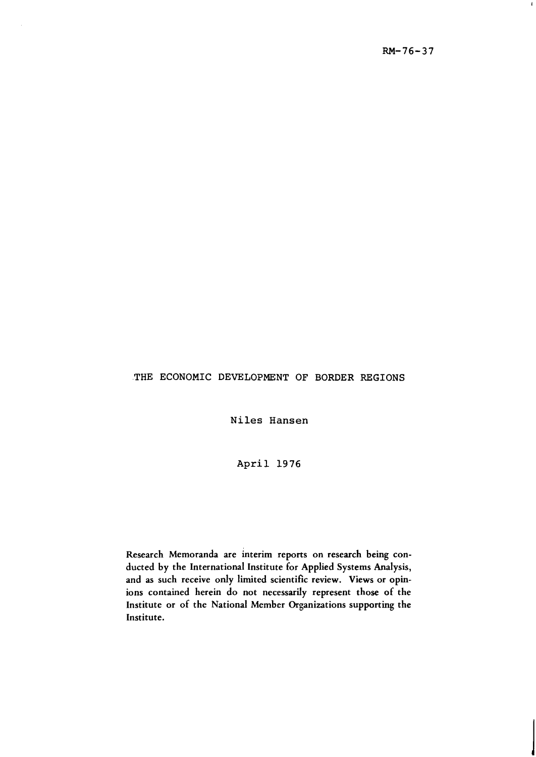RM-76-37

# THE ECONOMIC DEVELOPMENT OF BORDER REGIONS

Niles Hansen

April 1976

Research Memoranda are interim reports on research being conducted by the International Institute for Applied Systems Analysis, and as such receive only limited scientific review. Views or opinions contained herein do not necessarily represent those of the Institute or of the National Member Organizations supporting the Institute.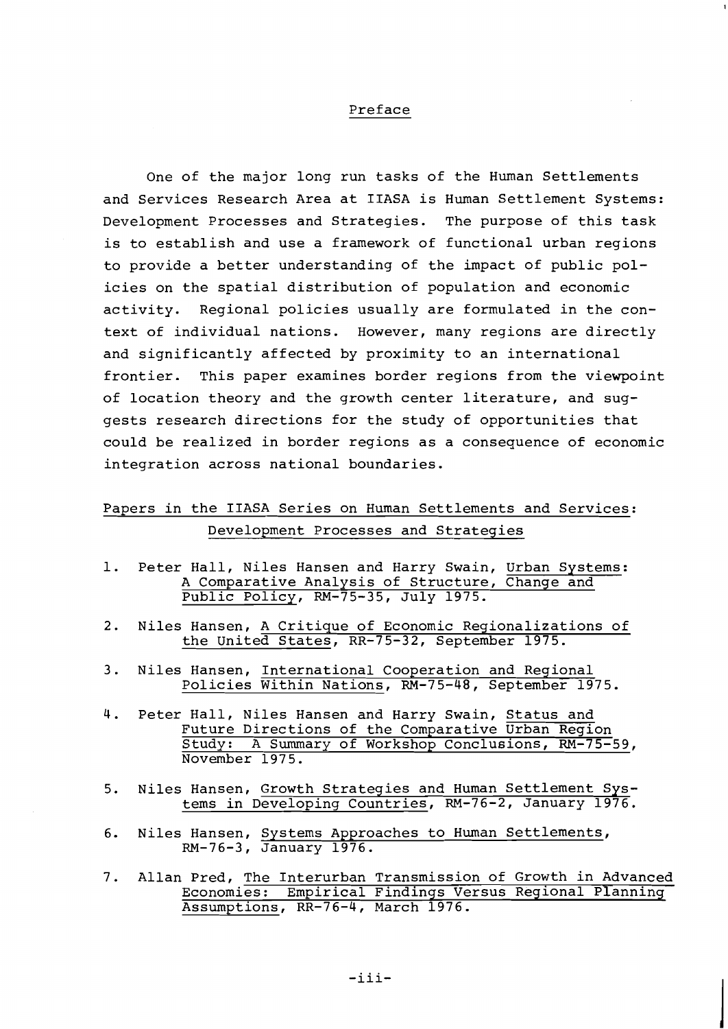## Preface

One of the major long run tasks of the Human Settlements and Services Research Area at IIASA is Human Settlement Systems: Development Processes and Strategies. The purpose of this task is to establish and use a framework of functional urban regions to provide a better understanding of the impact of public policies on the spatial distribution of population and economic activity. Regional policies usually are formulated in the context of individual nations. However, many regions are directly and significantly affected by proximity to an international frontier. This paper examines border regions from the viewpoint of location theory and the growth center literature, and suggests research directions for the study of opportunities that could be realized in border regions as a consequence of economic integration across national boundaries.

### Papers in the IIASA Series on Human Settlements and Services: Development Processes and Strategies

1. Peter Hall, Niles Hansen and Harry Swain, Urban Systems: A Comparative Analysis of Structure, Change and Public Policy, RM-75-35, July 1975.
2. Niles Hansen, A Critique of Economic Regionalizations of the United States, RR-75-32, September 1975.
3. Niles Hansen, International Cooperation and Regional Policies Within Nations, RM-75-48, September 1975.
4. Peter Hall, Niles Hansen and Harry Swain, Status and Future Directions of the Comparative Urban Region Study: A Summary of Workshop Conclusions, RM-75-59, November 1975.
5. Niles Hansen, Growth Strategies and Human Settlement Systems in Developing Countries, RM-76-2, January 1976.
6. Niles Hansen, Systems Approaches to Human Settlements, RM-76-3, January 1976.
7. Allan Pred, The Interurban Transmission of Growth in Advanced Economies: Empirical Findings Versus Regional Planning Assumptions, RR-76-4, March 1976.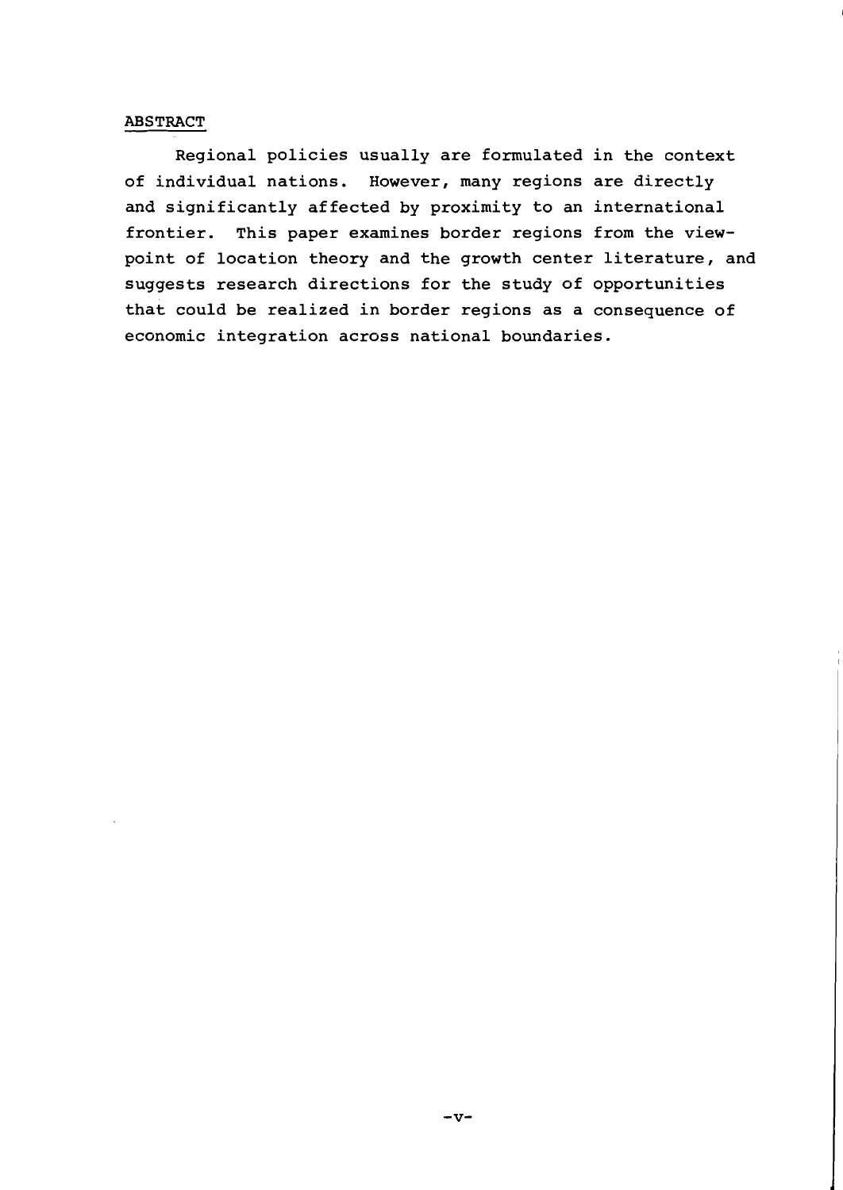## ABSTRACT

Regional policies usually are formulated in the context of individual nations. However, many regions are directly and significantly affected by proximity to an international frontier. This paper examines border regions from the viewpoint of location theory and the growth center literature, and suggests research directions for the study of opportunities that could be realized in border regions as a consequence of economic integration across national boundaries.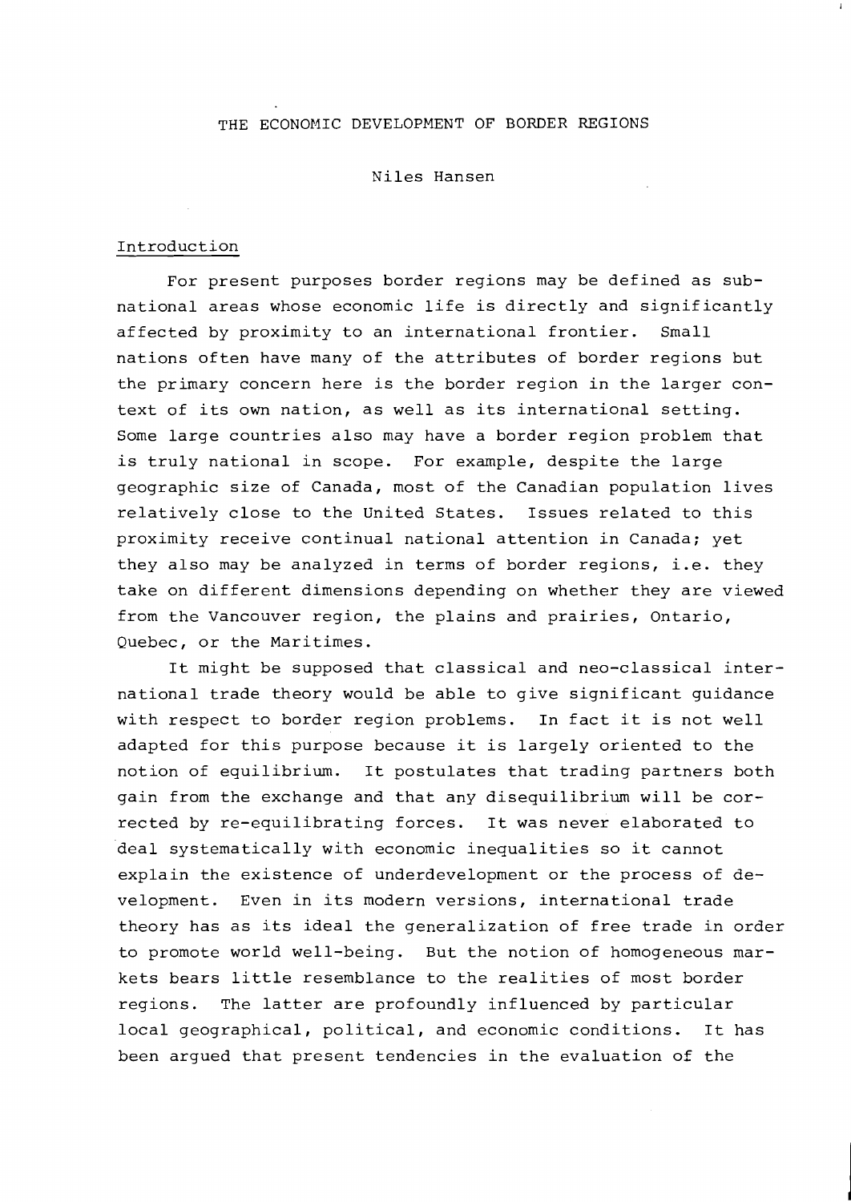# THE ECONOMIC DEVELOPMENT OF BORDER REGIONS

Niles Hansen

## Introduction

For present purposes border regions may be defined as sub-national areas whose economic life is directly and significantly affected by proximity to an international frontier. Small nations often have many of the attributes of border regions but the primary concern here is the border region in the larger context of its own nation, as well as its international setting. Some large countries also may have a border region problem that is truly national in scope. For example, despite the large geographic size of Canada, most of the Canadian population lives relatively close to the United States. Issues related to this proximity receive continual national attention in Canada; yet they also may be analyzed in terms of border regions, i.e. they take on different dimensions depending on whether they are viewed from the Vancouver region, the plains and prairies, Ontario, Quebec, or the Maritimes.

It might be supposed that classical and neo-classical international trade theory would be able to give significant guidance with respect to border region problems. In fact it is not well adapted for this purpose because it is largely oriented to the notion of equilibrium. It postulates that trading partners both gain from the exchange and that any disequilibrium will be corrected by re-equilibrating forces. It was never elaborated to deal systematically with economic inequalities so it cannot explain the existence of underdevelopment or the process of development. Even in its modern versions, international trade theory has as its ideal the generalization of free trade in order to promote world well-being. But the notion of homogeneous markets bears little resemblance to the realities of most border regions. The latter are profoundly influenced by particular local geographical, political, and economic conditions. It has been argued that present tendencies in the evaluation of the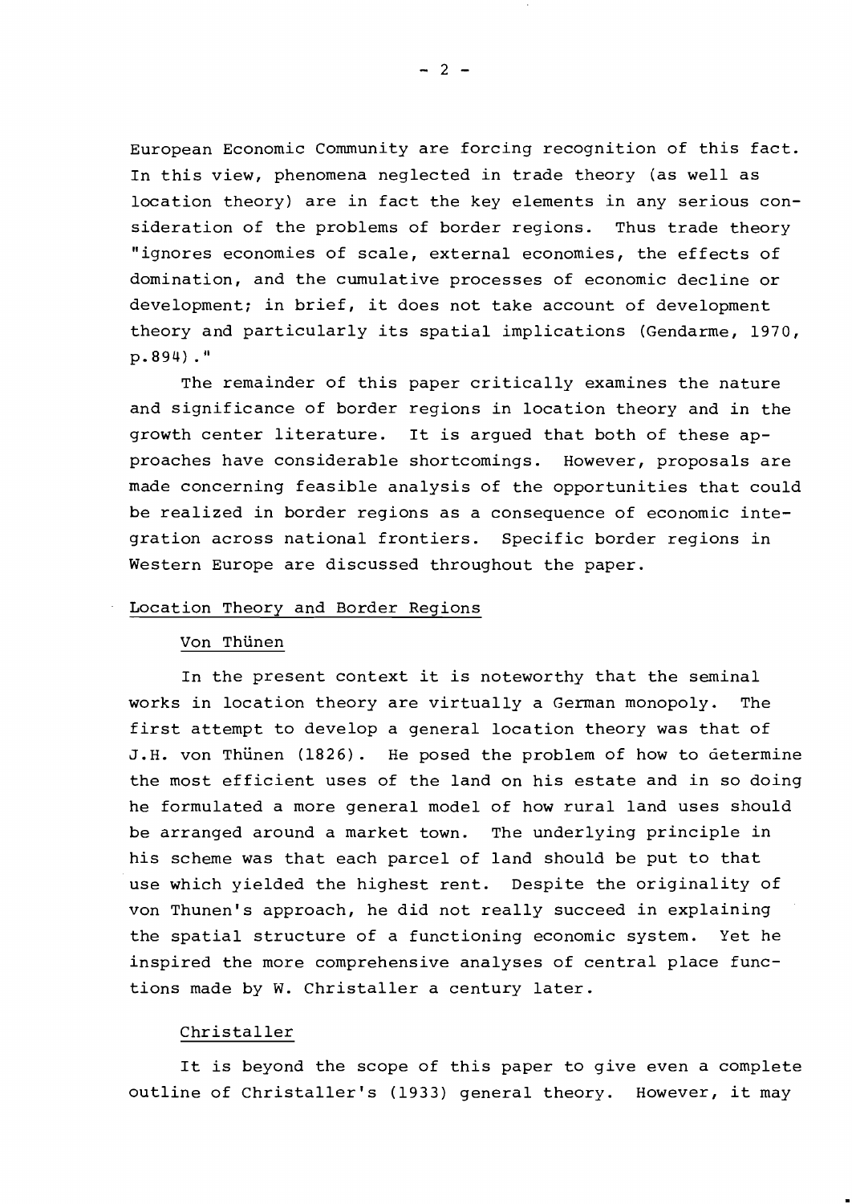European Economic Community are forcing recognition of this fact. In this view, phenomena neglected in trade theory (as well as location theory) are in fact the key elements in any serious consideration of the problems of border regions. Thus trade theory "ignores economies of scale, external economies, the effects of domination, and the cumulative processes of economic decline or development; in brief, it does not take account of development theory and particularly its spatial implications (Gendarme, 1970, p.894)."

The remainder of this paper critically examines the nature and significance of border regions in location theory and in the growth center literature. It is argued that both of these approaches have considerable shortcomings. However, proposals are made concerning feasible analysis of the opportunities that could be realized in border regions as a consequence of economic integration across national frontiers. Specific border regions in Western Europe are discussed throughout the paper.

## Location Theory and Border Regions

### Von Thünen

In the present context it is noteworthy that the seminal works in location theory are virtually a German monopoly. The first attempt to develop a general location theory was that of J.H. von Thünen (1826). He posed the problem of how to determine the most efficient uses of the land on his estate and in so doing he formulated a more general model of how rural land uses should be arranged around a market town. The underlying principle in his scheme was that each parcel of land should be put to that use which yielded the highest rent. Despite the originality of von Thunen's approach, he did not really succeed in explaining the spatial structure of a functioning economic system. Yet he inspired the more comprehensive analyses of central place functions made by W. Christaller a century later.

### Christaller

It is beyond the scope of this paper to give even a complete outline of Christaller's (1933) general theory. However, it may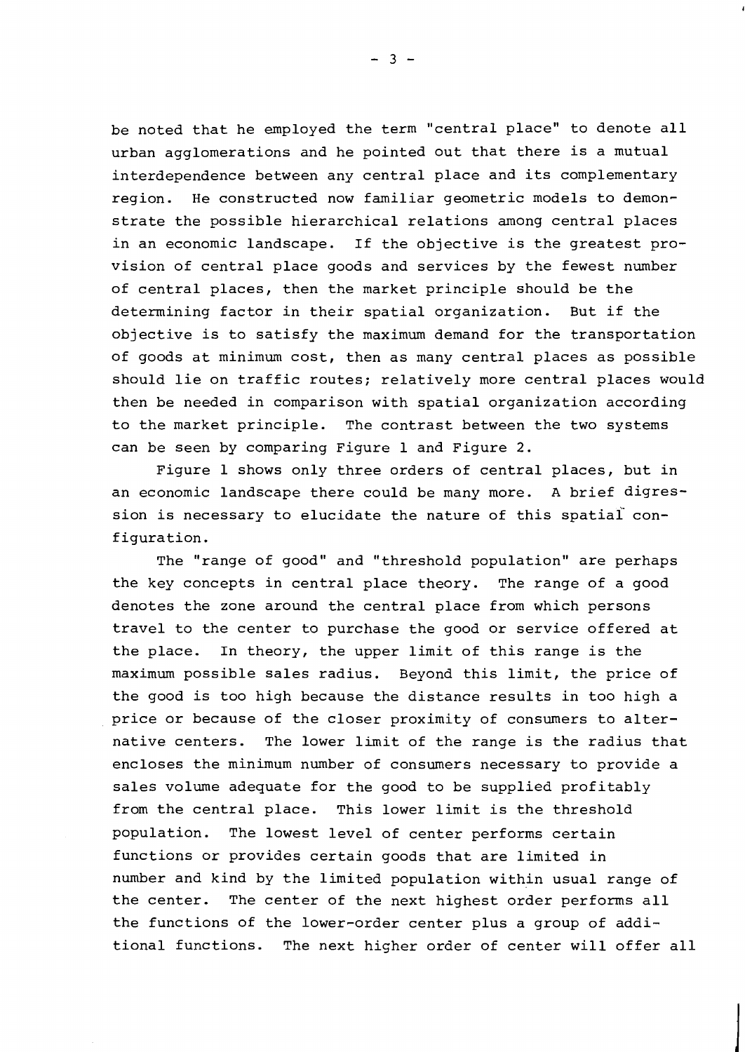be noted that he employed the term "central place" to denote all urban agglomerations and he pointed out that there is a mutual interdependence between any central place and its complementary region. He constructed now familiar geometric models to demonstrate the possible hierarchical relations among central places in an economic landscape. If the objective is the greatest provision of central place goods and services by the fewest number of central places, then the market principle should be the determining factor in their spatial organization. But if the objective is to satisfy the maximum demand for the transportation of goods at minimum cost, then as many central places as possible should lie on traffic routes; relatively more central places would then be needed in comparison with spatial organization according to the market principle. The contrast between the two systems can be seen by comparing Figure 1 and Figure 2.

Figure 1 shows only three orders of central places, but in an economic landscape there could be many more. A brief digression is necessary to elucidate the nature of this spatial configuration.

The "range of good" and "threshold population" are perhaps the key concepts in central place theory. The range of a good denotes the zone around the central place from which persons travel to the center to purchase the good or service offered at the place. In theory, the upper limit of this range is the maximum possible sales radius. Beyond this limit, the price of the good is too high because the distance results in too high a price or because of the closer proximity of consumers to alternative centers. The lower limit of the range is the radius that encloses the minimum number of consumers necessary to provide a sales volume adequate for the good to be supplied profitably from the central place. This lower limit is the threshold population. The lowest level of center performs certain functions or provides certain goods that are limited in number and kind by the limited population within usual range of the center. The center of the next highest order performs all the functions of the lower-order center plus a group of additional functions. The next higher order of center will offer all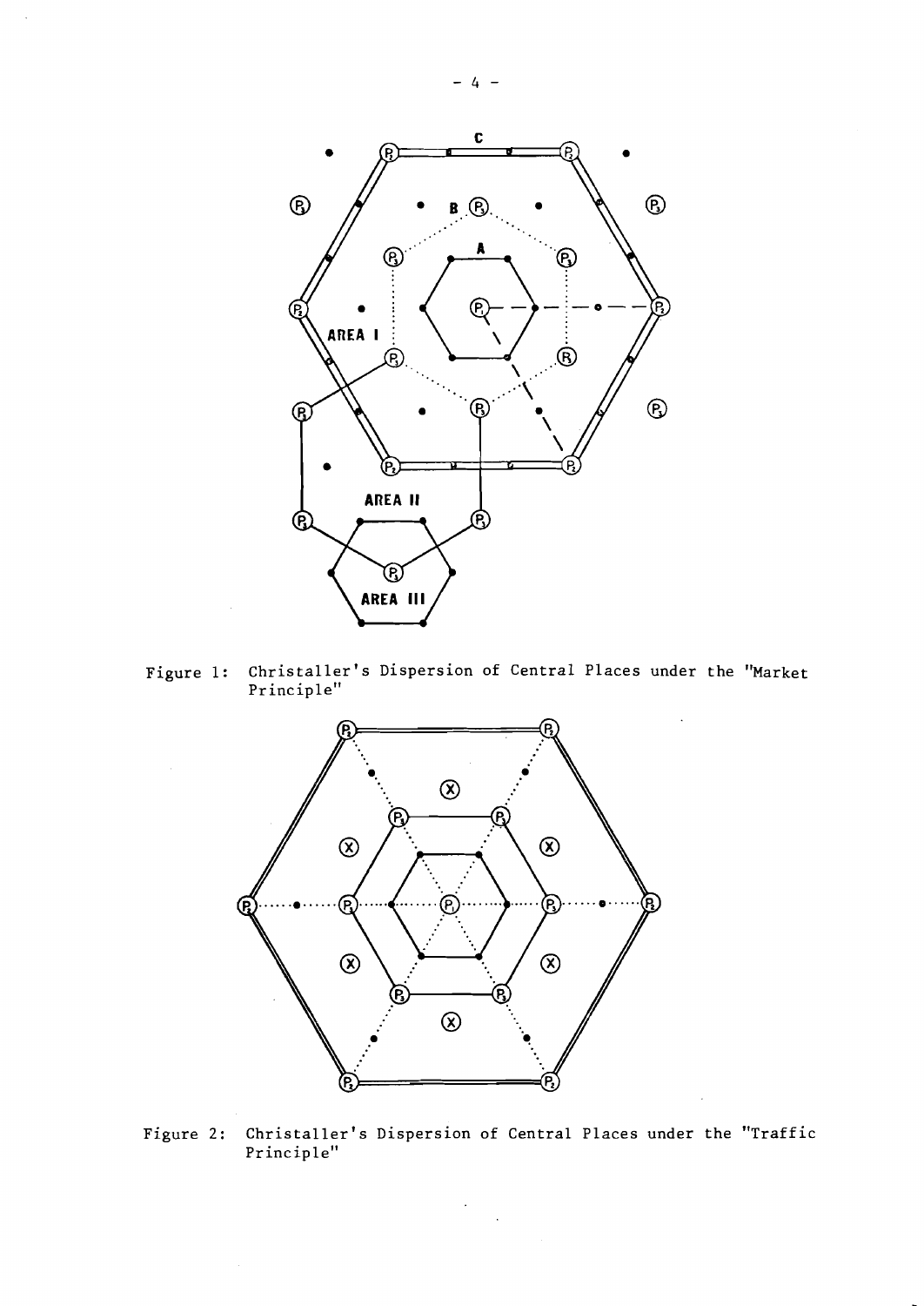Figure 1: Christaller's Dispersion of Central Places under the "Market Principle"

Figure 2: Christaller's Dispersion of Central Places under the "Traffic Principle"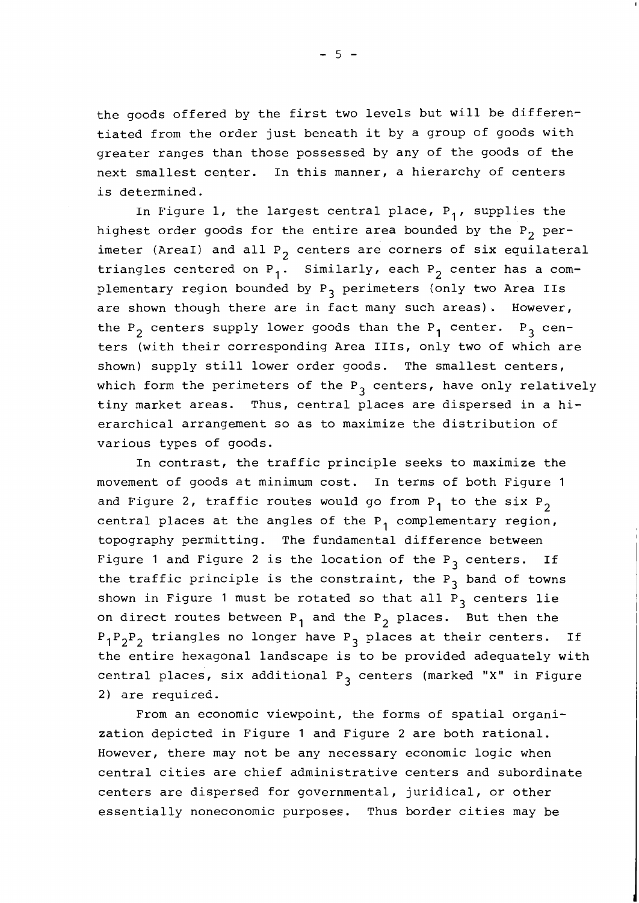the goods offered by the first two levels but will be differentiated from the order just beneath it by a group of goods with greater ranges than those possessed by any of the goods of the next smallest center. In this manner, a hierarchy of centers is determined.

In Figure 1, the largest central place, $P_1$, supplies the highest order goods for the entire area bounded by the $P_2$ perimeter (AreaI) and all $P_2$ centers are corners of six equilateral triangles centered on $P_1$. Similarly, each $P_2$ center has a complementary region bounded by $P_3$ perimeters (only two Area IIs are shown though there are in fact many such areas). However, the $P_2$ centers supply lower goods than the $P_1$ center. $P_3$ centers (with their corresponding Area IIIs, only two of which are shown) supply still lower order goods. The smallest centers, which form the perimeters of the $P_3$ centers, have only relatively tiny market areas. Thus, central places are dispersed in a hierarchical arrangement so as to maximize the distribution of various types of goods.

In contrast, the traffic principle seeks to maximize the movement of goods at minimum cost. In terms of both Figure 1 and Figure 2, traffic routes would go from $P_1$ to the six $P_2$ central places at the angles of the $P_1$ complementary region, topography permitting. The fundamental difference between Figure 1 and Figure 2 is the location of the $P_3$ centers. If the traffic principle is the constraint, the $P_3$ band of towns shown in Figure 1 must be rotated so that all $P_3$ centers lie on direct routes between $P_1$ and the $P_2$ places. But then the $P_1P_2P_2$ triangles no longer have $P_3$ places at their centers. If the entire hexagonal landscape is to be provided adequately with central places, six additional $P_3$ centers (marked "X" in Figure 2) are required.

From an economic viewpoint, the forms of spatial organization depicted in Figure 1 and Figure 2 are both rational. However, there may not be any necessary economic logic when central cities are chief administrative centers and subordinate centers are dispersed for governmental, juridical, or other essentially noneconomic purposes. Thus border cities may be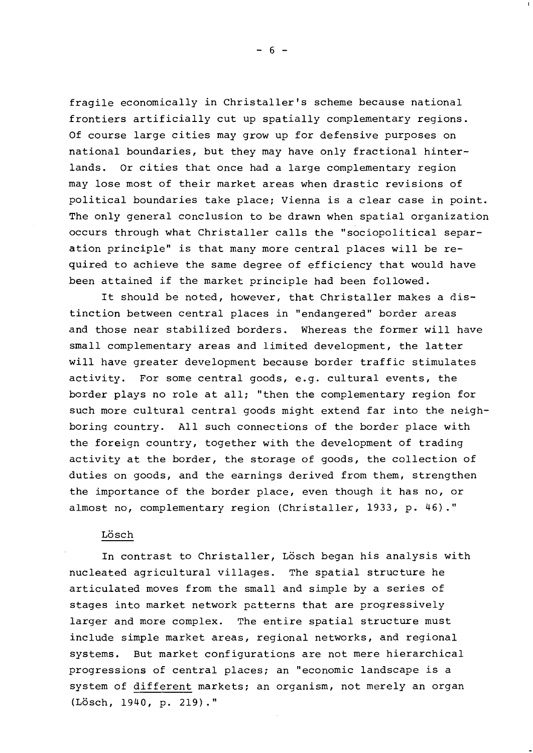fragile economically in Christaller's scheme because national frontiers artificially cut up spatially complementary regions. Of course large cities may grow up for defensive purposes on national boundaries, but they may have only fractional hinterlands. Or cities that once had a large complementary region may lose most of their market areas when drastic revisions of political boundaries take place; Vienna is a clear case in point. The only general conclusion to be drawn when spatial organization occurs through what Christaller calls the "sociopolitical separation principle" is that many more central places will be required to achieve the same degree of efficiency that would have been attained if the market principle had been followed.

It should be noted, however, that Christaller makes a distinction between central places in "endangered" border areas and those near stabilized borders. Whereas the former will have small complementary areas and limited development, the latter will have greater development because border traffic stimulates activity. For some central goods, e.g. cultural events, the border plays no role at all; "then the complementary region for such more cultural central goods might extend far into the neighboring country. All such connections of the border place with the foreign country, together with the development of trading activity at the border, the storage of goods, the collection of duties on goods, and the earnings derived from them, strengthen the importance of the border place, even though it has no, or almost no, complementary region (Christaller, 1933, p. 46)."

### Lösch

In contrast to Christaller, Lösch began his analysis with nucleated agricultural villages. The spatial structure he articulated moves from the small and simple by a series of stages into market network patterns that are progressively larger and more complex. The entire spatial structure must include simple market areas, regional networks, and regional systems. But market configurations are not mere hierarchical progressions of central places; an "economic landscape is a system of <u>different</u> markets; an organism, not merely an organ (Lösch, 1940, p. 219)."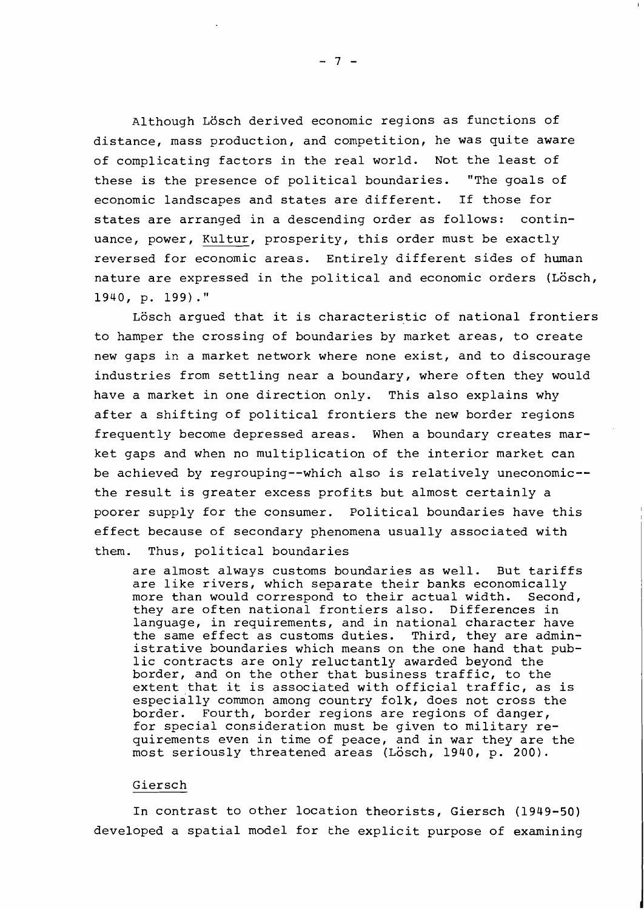Although Lösch derived economic regions as functions of distance, mass production, and competition, he was quite aware of complicating factors in the real world. Not the least of these is the presence of political boundaries. "The goals of economic landscapes and states are different. If those for states are arranged in a descending order as follows: continuance, power, Kultur, prosperity, this order must be exactly reversed for economic areas. Entirely different sides of human nature are expressed in the political and economic orders (Lösch, 1940, p. 199)."

Lösch argued that it is characteristic of national frontiers to hamper the crossing of boundaries by market areas, to create new gaps in a market network where none exist, and to discourage industries from settling near a boundary, where often they would have a market in one direction only. This also explains why after a shifting of political frontiers the new border regions frequently become depressed areas. When a boundary creates market gaps and when no multiplication of the interior market can be achieved by regrouping--which also is relatively uneconomic--the result is greater excess profits but almost certainly a poorer supply for the consumer. Political boundaries have this effect because of secondary phenomena usually associated with them. Thus, political boundaries

> are almost always customs boundaries as well. But tariffs are like rivers, which separate their banks economically more than would correspond to their actual width. Second, they are often national frontiers also. Differences in language, in requirements, and in national character have the same effect as customs duties. Third, they are administrative boundaries which means on the one hand that public contracts are only reluctantly awarded beyond the border, and on the other that business traffic, to the extent that it is associated with official traffic, as is especially common among country folk, does not cross the border. Fourth, border regions are regions of danger, for special consideration must be given to military requirements even in time of peace, and in war they are the most seriously threatened areas (Lösch, 1940, p. 200).

### Giersch

In contrast to other location theorists, Giersch (1949-50) developed a spatial model for the explicit purpose of examining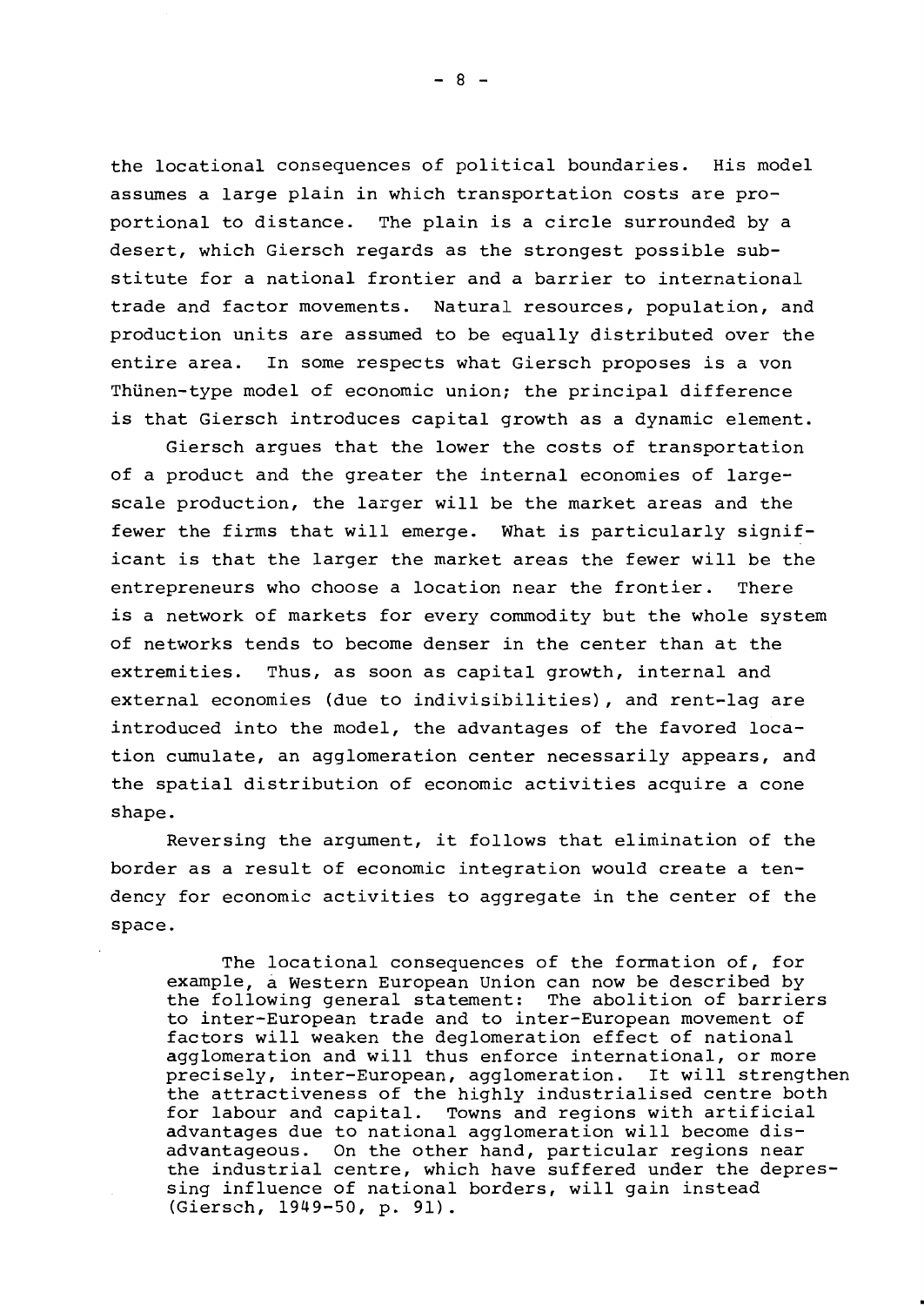the locational consequences of political boundaries. His model assumes a large plain in which transportation costs are proportional to distance. The plain is a circle surrounded by a desert, which Giersch regards as the strongest possible substitute for a national frontier and a barrier to international trade and factor movements. Natural resources, population, and production units are assumed to be equally distributed over the entire area. In some respects what Giersch proposes is a von Thünen-type model of economic union; the principal difference is that Giersch introduces capital growth as a dynamic element.

Giersch argues that the lower the costs of transportation of a product and the greater the internal economies of large-scale production, the larger will be the market areas and the fewer the firms that will emerge. What is particularly significant is that the larger the market areas the fewer will be the entrepreneurs who choose a location near the frontier. There is a network of markets for every commodity but the whole system of networks tends to become denser in the center than at the extremities. Thus, as soon as capital growth, internal and external economies (due to indivisibilities), and rent-lag are introduced into the model, the advantages of the favored location cumulate, an agglomeration center necessarily appears, and the spatial distribution of economic activities acquire a cone shape.

Reversing the argument, it follows that elimination of the border as a result of economic integration would create a tendency for economic activities to aggregate in the center of the space.

> The locational consequences of the formation of, for example, a Western European Union can now be described by the following general statement: The abolition of barriers to inter-European trade and to inter-European movement of factors will weaken the deglomeration effect of national agglomeration and will thus enforce international, or more precisely, inter-European, agglomeration. It will strengthen the attractiveness of the highly industrialised centre both for labour and capital. Towns and regions with artificial advantages due to national agglomeration will become disadvantageous. On the other hand, particular regions near the industrial centre, which have suffered under the depressing influence of national borders, will gain instead (Giersch, 1949-50, p. 91).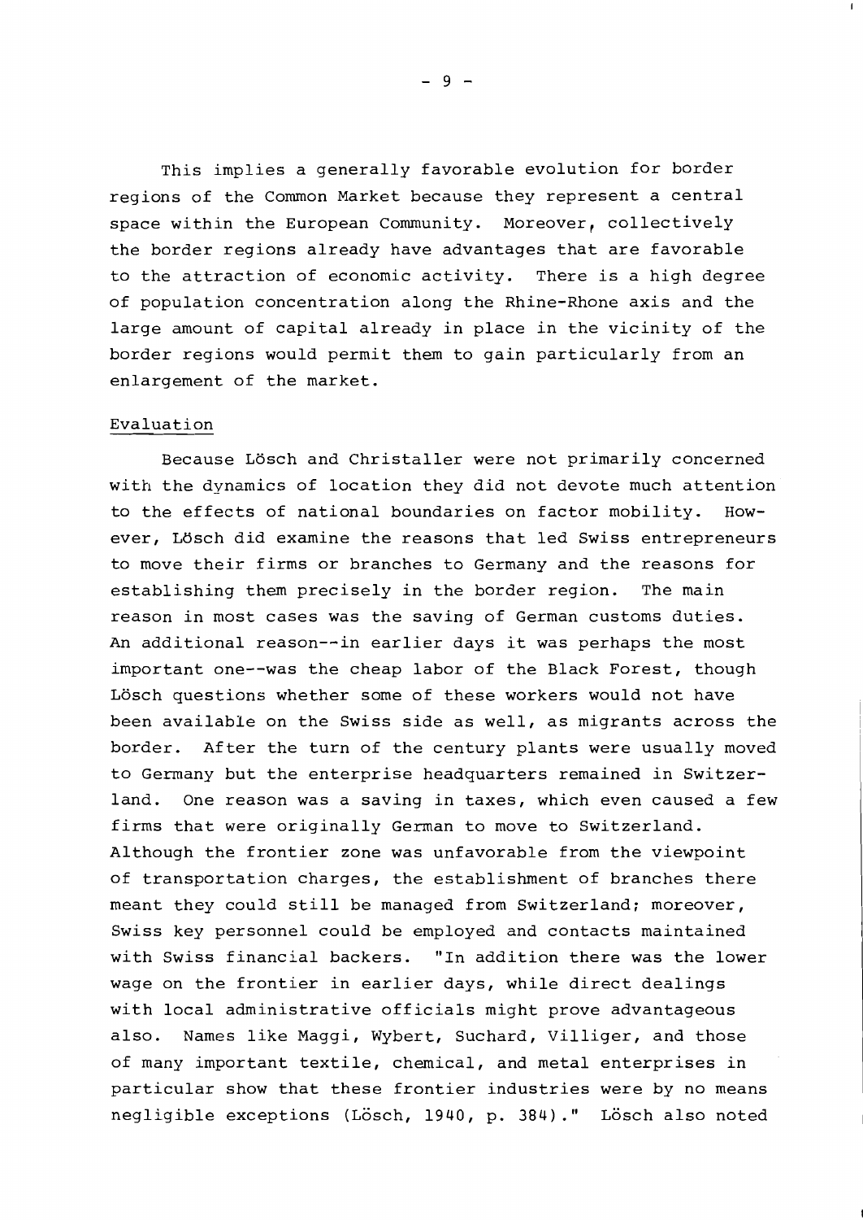This implies a generally favorable evolution for border regions of the Common Market because they represent a central space within the European Community. Moreover, collectively the border regions already have advantages that are favorable to the attraction of economic activity. There is a high degree of population concentration along the Rhine-Rhone axis and the large amount of capital already in place in the vicinity of the border regions would permit them to gain particularly from an enlargement of the market.

## Evaluation

Because Lösch and Christaller were not primarily concerned with the dynamics of location they did not devote much attention to the effects of national boundaries on factor mobility. However, Lösch did examine the reasons that led Swiss entrepreneurs to move their firms or branches to Germany and the reasons for establishing them precisely in the border region. The main reason in most cases was the saving of German customs duties. An additional reason--in earlier days it was perhaps the most important one--was the cheap labor of the Black Forest, though Lösch questions whether some of these workers would not have been available on the Swiss side as well, as migrants across the border. After the turn of the century plants were usually moved to Germany but the enterprise headquarters remained in Switzerland. One reason was a saving in taxes, which even caused a few firms that were originally German to move to Switzerland. Although the frontier zone was unfavorable from the viewpoint of transportation charges, the establishment of branches there meant they could still be managed from Switzerland; moreover, Swiss key personnel could be employed and contacts maintained with Swiss financial backers. "In addition there was the lower wage on the frontier in earlier days, while direct dealings with local administrative officials might prove advantageous also. Names like Maggi, Wybert, Suchard, Villiger, and those of many important textile, chemical, and metal enterprises in particular show that these frontier industries were by no means negligible exceptions (Lösch, 1940, p. 384)." Lösch also noted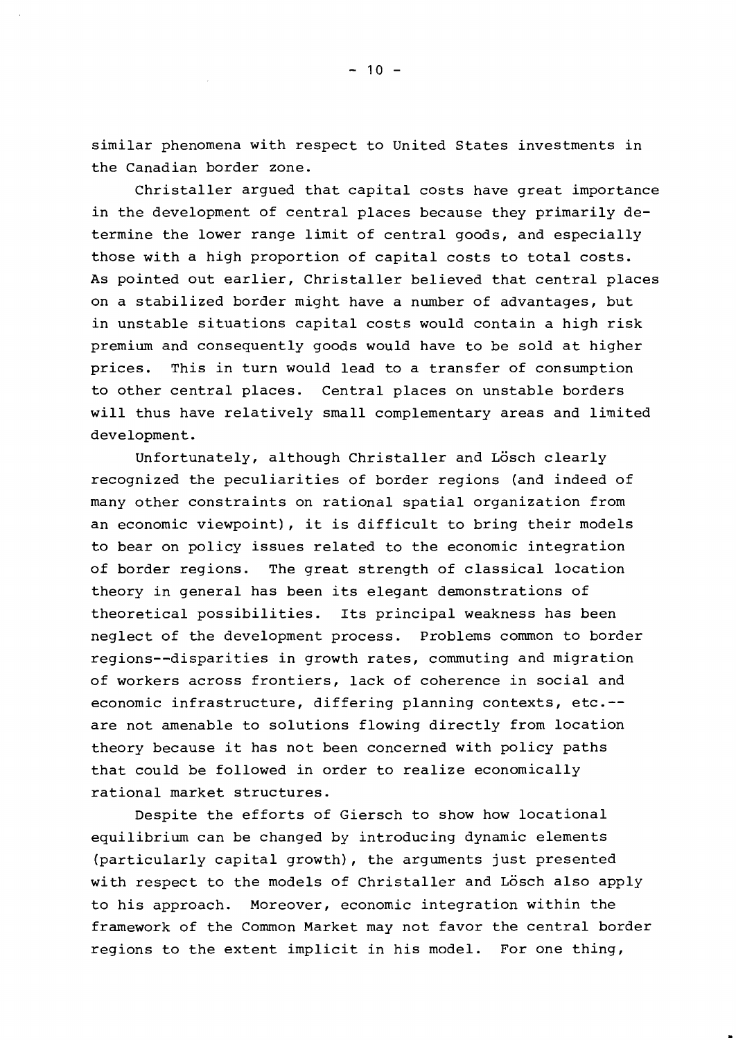similar phenomena with respect to United States investments in the Canadian border zone.

Christaller argued that capital costs have great importance in the development of central places because they primarily determine the lower range limit of central goods, and especially those with a high proportion of capital costs to total costs. As pointed out earlier, Christaller believed that central places on a stabilized border might have a number of advantages, but in unstable situations capital costs would contain a high risk premium and consequently goods would have to be sold at higher prices. This in turn would lead to a transfer of consumption to other central places. Central places on unstable borders will thus have relatively small complementary areas and limited development.

Unfortunately, although Christaller and Lösch clearly recognized the peculiarities of border regions (and indeed of many other constraints on rational spatial organization from an economic viewpoint), it is difficult to bring their models to bear on policy issues related to the economic integration of border regions. The great strength of classical location theory in general has been its elegant demonstrations of theoretical possibilities. Its principal weakness has been neglect of the development process. Problems common to border regions--disparities in growth rates, commuting and migration of workers across frontiers, lack of coherence in social and economic infrastructure, differing planning contexts, etc.--are not amenable to solutions flowing directly from location theory because it has not been concerned with policy paths that could be followed in order to realize economically rational market structures.

Despite the efforts of Giersch to show how locational equilibrium can be changed by introducing dynamic elements (particularly capital growth), the arguments just presented with respect to the models of Christaller and Lösch also apply to his approach. Moreover, economic integration within the framework of the Common Market may not favor the central border regions to the extent implicit in his model. For one thing,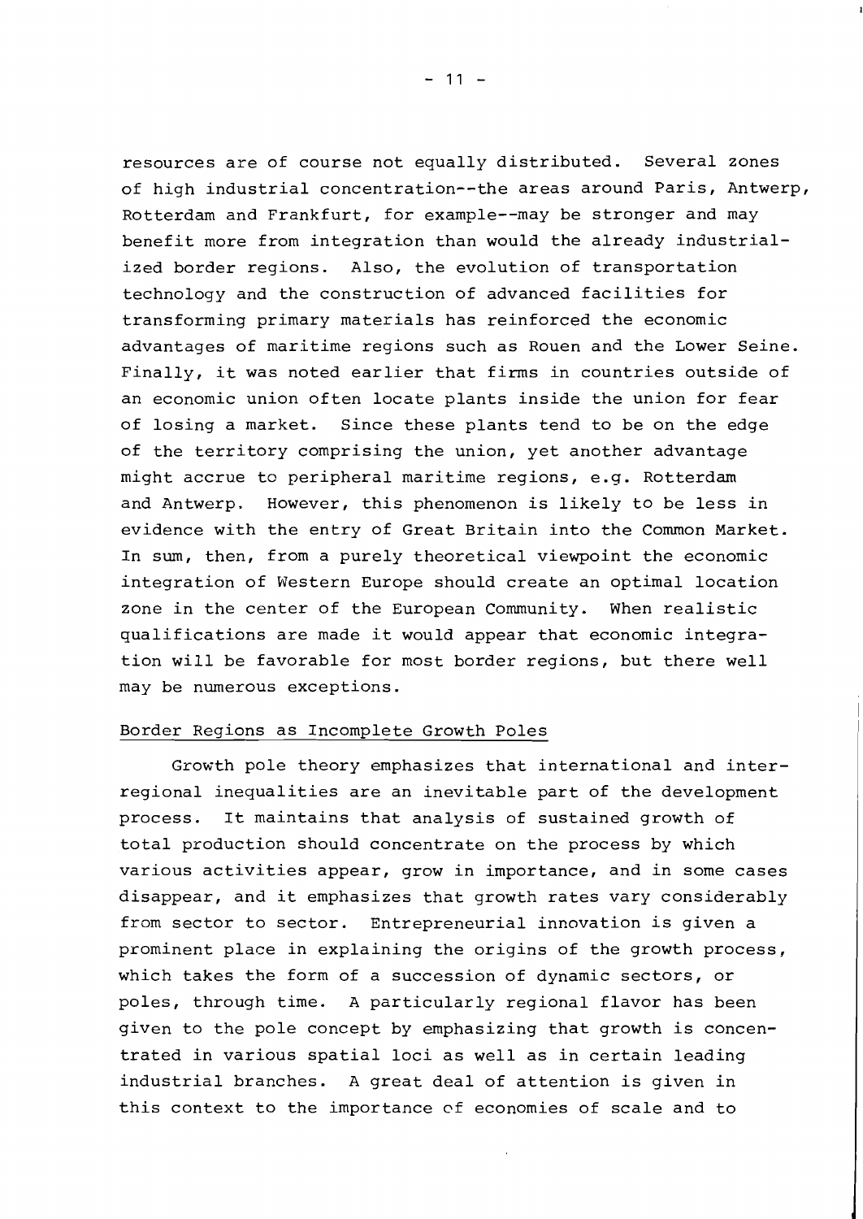resources are of course not equally distributed. Several zones of high industrial concentration--the areas around Paris, Antwerp, Rotterdam and Frankfurt, for example--may be stronger and may benefit more from integration than would the already industrialized border regions. Also, the evolution of transportation technology and the construction of advanced facilities for transforming primary materials has reinforced the economic advantages of maritime regions such as Rouen and the Lower Seine. Finally, it was noted earlier that firms in countries outside of an economic union often locate plants inside the union for fear of losing a market. Since these plants tend to be on the edge of the territory comprising the union, yet another advantage might accrue to peripheral maritime regions, e.g. Rotterdam and Antwerp. However, this phenomenon is likely to be less in evidence with the entry of Great Britain into the Common Market. In sum, then, from a purely theoretical viewpoint the economic integration of Western Europe should create an optimal location zone in the center of the European Community. When realistic qualifications are made it would appear that economic integration will be favorable for most border regions, but there well may be numerous exceptions.

## Border Regions as Incomplete Growth Poles

Growth pole theory emphasizes that international and interregional inequalities are an inevitable part of the development process. It maintains that analysis of sustained growth of total production should concentrate on the process by which various activities appear, grow in importance, and in some cases disappear, and it emphasizes that growth rates vary considerably from sector to sector. Entrepreneurial innovation is given a prominent place in explaining the origins of the growth process, which takes the form of a succession of dynamic sectors, or poles, through time. A particularly regional flavor has been given to the pole concept by emphasizing that growth is concentrated in various spatial loci as well as in certain leading industrial branches. A great deal of attention is given in this context to the importance of economies of scale and to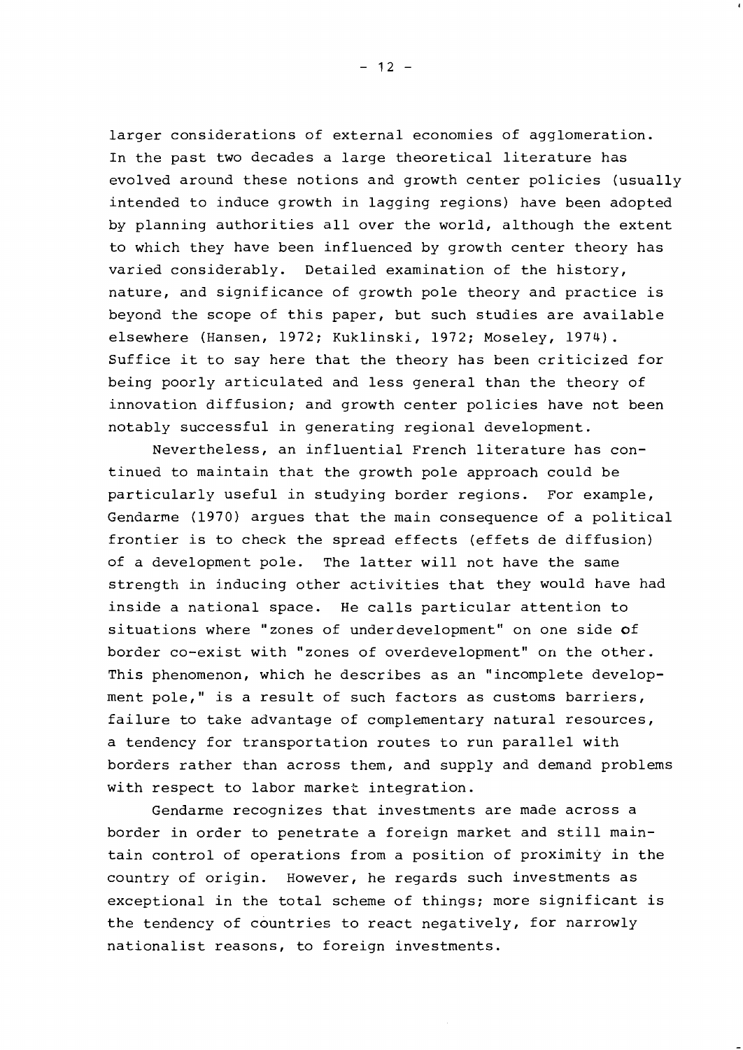larger considerations of external economies of agglomeration. In the past two decades a large theoretical literature has evolved around these notions and growth center policies (usually intended to induce growth in lagging regions) have been adopted by planning authorities all over the world, although the extent to which they have been influenced by growth center theory has varied considerably. Detailed examination of the history, nature, and significance of growth pole theory and practice is beyond the scope of this paper, but such studies are available elsewhere (Hansen, 1972; Kuklinski, 1972; Moseley, 1974). Suffice it to say here that the theory has been criticized for being poorly articulated and less general than the theory of innovation diffusion; and growth center policies have not been notably successful in generating regional development.

Nevertheless, an influential French literature has continued to maintain that the growth pole approach could be particularly useful in studying border regions. For example, Gendarme (1970) argues that the main consequence of a political frontier is to check the spread effects (effets de diffusion) of a development pole. The latter will not have the same strength in inducing other activities that they would have had inside a national space. He calls particular attention to situations where "zones of underdevelopment" on one side of border co-exist with "zones of overdevelopment" on the other. This phenomenon, which he describes as an "incomplete development pole," is a result of such factors as customs barriers, failure to take advantage of complementary natural resources, a tendency for transportation routes to run parallel with borders rather than across them, and supply and demand problems with respect to labor market integration.

Gendarme recognizes that investments are made across a border in order to penetrate a foreign market and still maintain control of operations from a position of proximity in the country of origin. However, he regards such investments as exceptional in the total scheme of things; more significant is the tendency of countries to react negatively, for narrowly nationalist reasons, to foreign investments.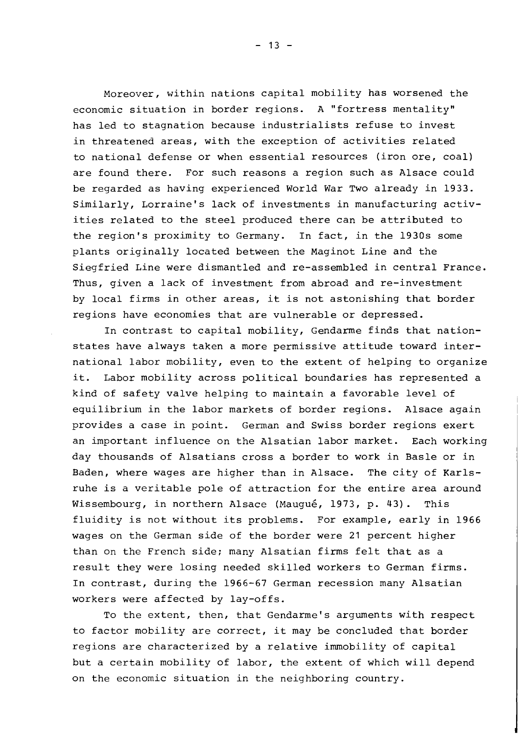Moreover, within nations capital mobility has worsened the economic situation in border regions. A "fortress mentality" has led to stagnation because industrialists refuse to invest in threatened areas, with the exception of activities related to national defense or when essential resources (iron ore, coal) are found there. For such reasons a region such as Alsace could be regarded as having experienced World War Two already in 1933. Similarly, Lorraine's lack of investments in manufacturing activities related to the steel produced there can be attributed to the region's proximity to Germany. In fact, in the 1930s some plants originally located between the Maginot Line and the Siegfried Line were dismantled and re-assembled in central France. Thus, given a lack of investment from abroad and re-investment by local firms in other areas, it is not astonishing that border regions have economies that are vulnerable or depressed.

In contrast to capital mobility, Gendarme finds that nation-states have always taken a more permissive attitude toward international labor mobility, even to the extent of helping to organize it. Labor mobility across political boundaries has represented a kind of safety valve helping to maintain a favorable level of equilibrium in the labor markets of border regions. Alsace again provides a case in point. German and Swiss border regions exert an important influence on the Alsatian labor market. Each working day thousands of Alsatians cross a border to work in Basle or in Baden, where wages are higher than in Alsace. The city of Karlsruhe is a veritable pole of attraction for the entire area around Wissembourg, in northern Alsace (Maugué, 1973, p. 43). This fluidity is not without its problems. For example, early in 1966 wages on the German side of the border were 21 percent higher than on the French side; many Alsatian firms felt that as a result they were losing needed skilled workers to German firms. In contrast, during the 1966-67 German recession many Alsatian workers were affected by lay-offs.

To the extent, then, that Gendarme's arguments with respect to factor mobility are correct, it may be concluded that border regions are characterized by a relative immobility of capital but a certain mobility of labor, the extent of which will depend on the economic situation in the neighboring country.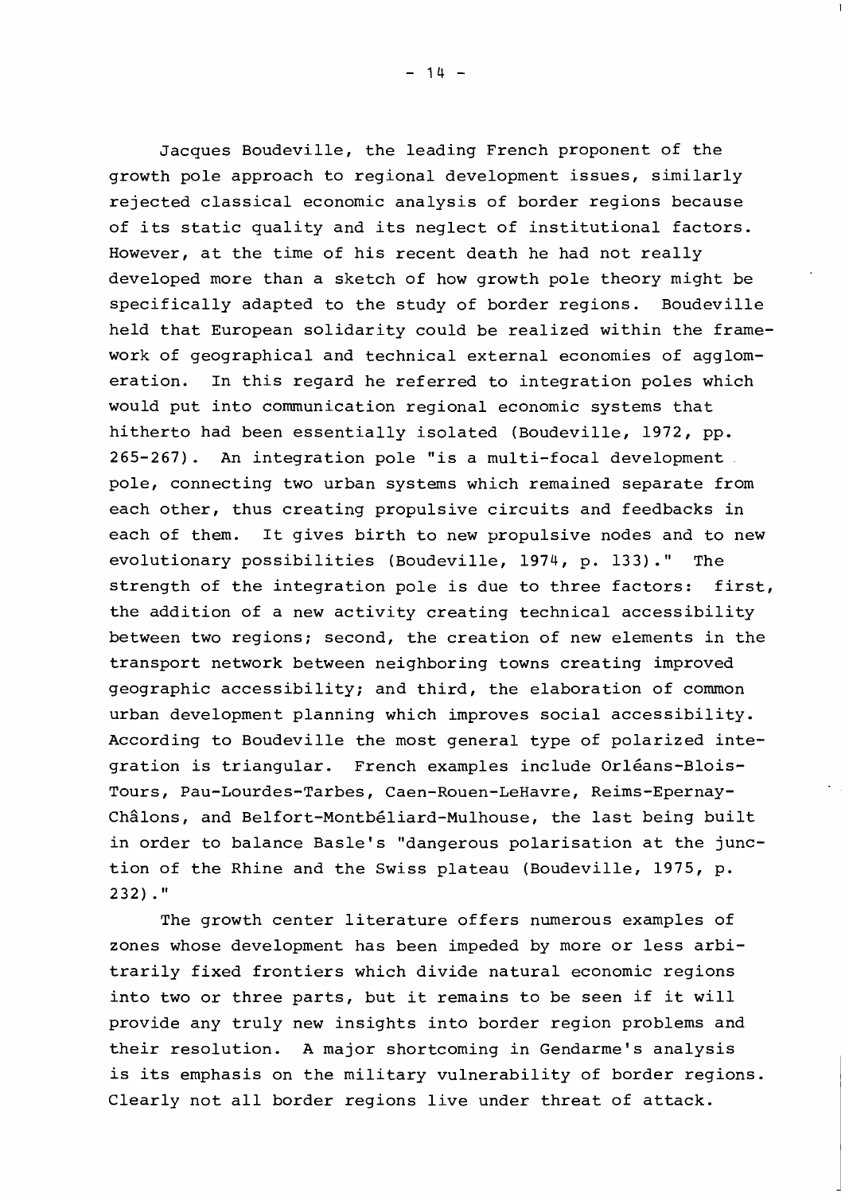Jacques Boudeville, the leading French proponent of the growth pole approach to regional development issues, similarly rejected classical economic analysis of border regions because of its static quality and its neglect of institutional factors. However, at the time of his recent death he had not really developed more than a sketch of how growth pole theory might be specifically adapted to the study of border regions. Boudeville held that European solidarity could be realized within the framework of geographical and technical external economies of agglomeration. In this regard he referred to integration poles which would put into communication regional economic systems that hitherto had been essentially isolated (Boudeville, 1972, pp. 265-267). An integration pole "is a multi-focal development pole, connecting two urban systems which remained separate from each other, thus creating propulsive circuits and feedbacks in each of them. It gives birth to new propulsive nodes and to new evolutionary possibilities (Boudeville, 1974, p. 133)." The strength of the integration pole is due to three factors: first, the addition of a new activity creating technical accessibility between two regions; second, the creation of new elements in the transport network between neighboring towns creating improved geographic accessibility; and third, the elaboration of common urban development planning which improves social accessibility. According to Boudeville the most general type of polarized integration is triangular. French examples include Orléans-Blois-Tours, Pau-Lourdes-Tarbes, Caen-Rouen-LeHavre, Reims-Epernay-Châlons, and Belfort-Montbéliard-Mulhouse, the last being built in order to balance Basle's "dangerous polarisation at the junction of the Rhine and the Swiss plateau (Boudeville, 1975, p. 232)."

The growth center literature offers numerous examples of zones whose development has been impeded by more or less arbitrarily fixed frontiers which divide natural economic regions into two or three parts, but it remains to be seen if it will provide any truly new insights into border region problems and their resolution. A major shortcoming in Gendarme's analysis is its emphasis on the military vulnerability of border regions. Clearly not all border regions live under threat of attack.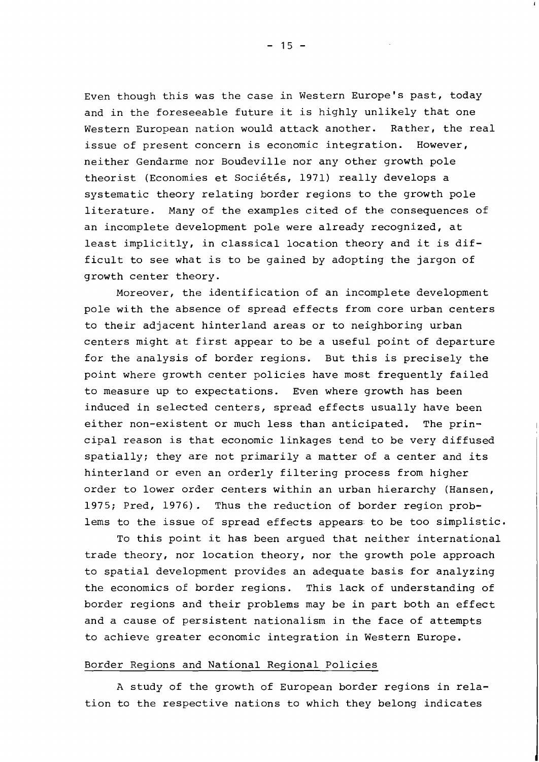Even though this was the case in Western Europe's past, today and in the foreseeable future it is highly unlikely that one Western European nation would attack another. Rather, the real issue of present concern is economic integration. However, neither Gendarme nor Boudeville nor any other growth pole theorist (Economies et Sociétés, 1971) really develops a systematic theory relating border regions to the growth pole literature. Many of the examples cited of the consequences of an incomplete development pole were already recognized, at least implicitly, in classical location theory and it is difficult to see what is to be gained by adopting the jargon of growth center theory.

Moreover, the identification of an incomplete development pole with the absence of spread effects from core urban centers to their adjacent hinterland areas or to neighboring urban centers might at first appear to be a useful point of departure for the analysis of border regions. But this is precisely the point where growth center policies have most frequently failed to measure up to expectations. Even where growth has been induced in selected centers, spread effects usually have been either non-existent or much less than anticipated. The principal reason is that economic linkages tend to be very diffused spatially; they are not primarily a matter of a center and its hinterland or even an orderly filtering process from higher order to lower order centers within an urban hierarchy (Hansen, 1975; Pred, 1976). Thus the reduction of border region problems to the issue of spread effects appears to be too simplistic.

To this point it has been argued that neither international trade theory, nor location theory, nor the growth pole approach to spatial development provides an adequate basis for analyzing the economics of border regions. This lack of understanding of border regions and their problems may be in part both an effect and a cause of persistent nationalism in the face of attempts to achieve greater economic integration in Western Europe.

## Border Regions and National Regional Policies

A study of the growth of European border regions in relation to the respective nations to which they belong indicates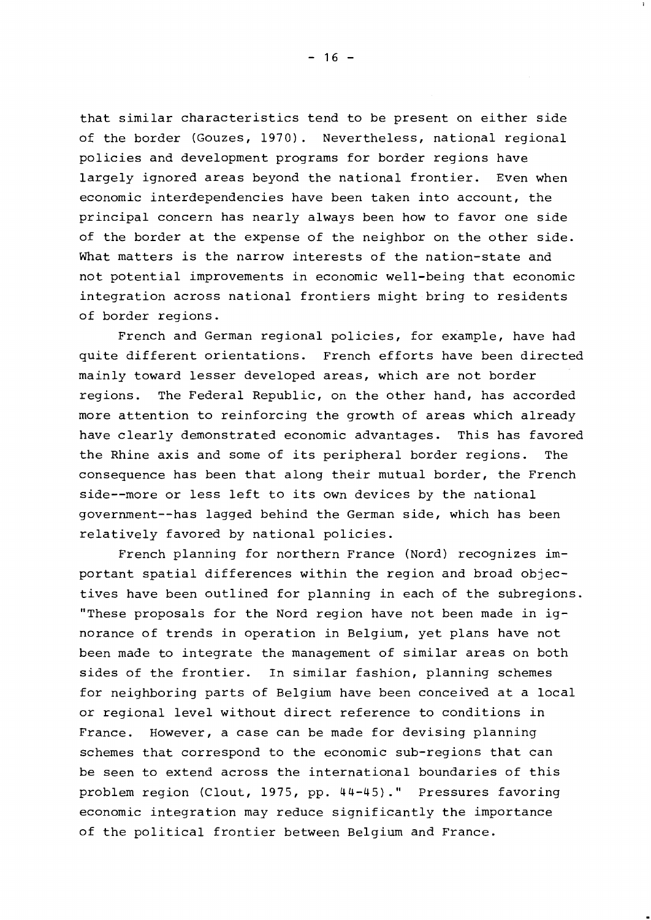that similar characteristics tend to be present on either side of the border (Gouzes, 1970). Nevertheless, national regional policies and development programs for border regions have largely ignored areas beyond the national frontier. Even when economic interdependencies have been taken into account, the principal concern has nearly always been how to favor one side of the border at the expense of the neighbor on the other side. What matters is the narrow interests of the nation-state and not potential improvements in economic well-being that economic integration across national frontiers might bring to residents of border regions.

French and German regional policies, for example, have had quite different orientations. French efforts have been directed mainly toward lesser developed areas, which are not border regions. The Federal Republic, on the other hand, has accorded more attention to reinforcing the growth of areas which already have clearly demonstrated economic advantages. This has favored the Rhine axis and some of its peripheral border regions. The consequence has been that along their mutual border, the French side--more or less left to its own devices by the national government--has lagged behind the German side, which has been relatively favored by national policies.

French planning for northern France (Nord) recognizes important spatial differences within the region and broad objectives have been outlined for planning in each of the subregions. "These proposals for the Nord region have not been made in ignorance of trends in operation in Belgium, yet plans have not been made to integrate the management of similar areas on both sides of the frontier. In similar fashion, planning schemes for neighboring parts of Belgium have been conceived at a local or regional level without direct reference to conditions in France. However, a case can be made for devising planning schemes that correspond to the economic sub-regions that can be seen to extend across the international boundaries of this problem region (Clout, 1975, pp. 44-45)." Pressures favoring economic integration may reduce significantly the importance of the political frontier between Belgium and France.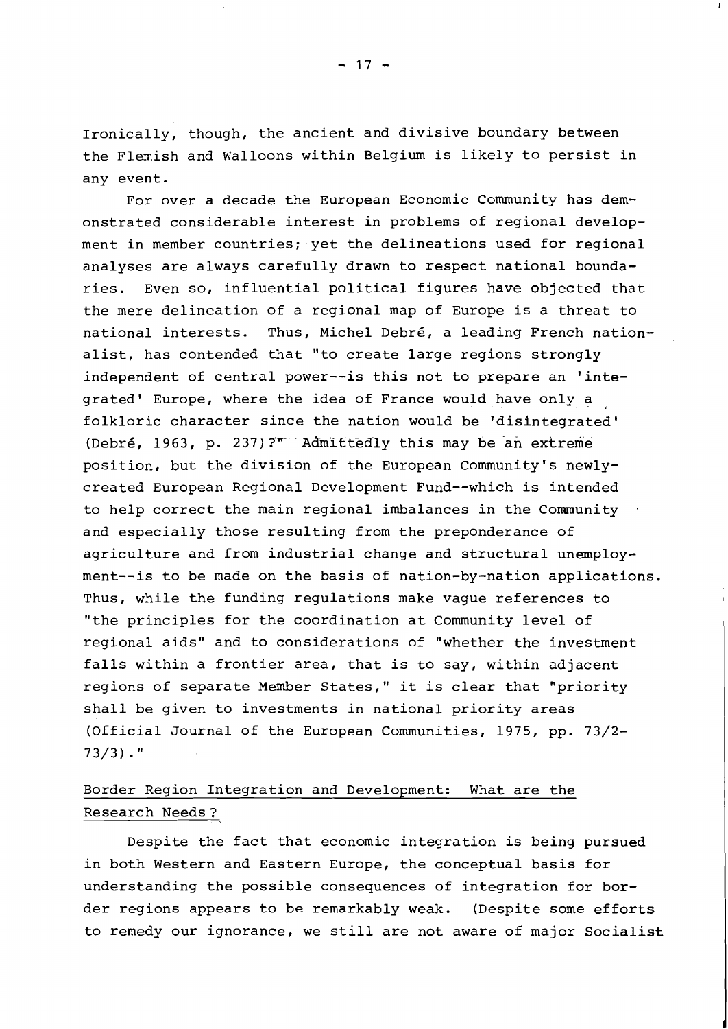Ironically, though, the ancient and divisive boundary between the Flemish and Walloons within Belgium is likely to persist in any event.

For over a decade the European Economic Community has demonstrated considerable interest in problems of regional development in member countries; yet the delineations used for regional analyses are always carefully drawn to respect national boundaries. Even so, influential political figures have objected that the mere delineation of a regional map of Europe is a threat to national interests. Thus, Michel Debré, a leading French nationalist, has contended that "to create large regions strongly independent of central power--is this not to prepare an 'integrated' Europe, where the idea of France would have only a folkloric character since the nation would be 'disintegrated' (Debré, 1963, p. 237)?" Admittedly this may be an extreme position, but the division of the European Community's newly-created European Regional Development Fund--which is intended to help correct the main regional imbalances in the Community and especially those resulting from the preponderance of agriculture and from industrial change and structural unemployment--is to be made on the basis of nation-by-nation applications. Thus, while the funding regulations make vague references to "the principles for the coordination at Community level of regional aids" and to considerations of "whether the investment falls within a frontier area, that is to say, within adjacent regions of separate Member States," it is clear that "priority shall be given to investments in national priority areas (Official Journal of the European Communities, 1975, pp. 73/2-73/3)."

## Border Region Integration and Development: What are the Research Needs?

Despite the fact that economic integration is being pursued in both Western and Eastern Europe, the conceptual basis for understanding the possible consequences of integration for border regions appears to be remarkably weak. (Despite some efforts to remedy our ignorance, we still are not aware of major Socialist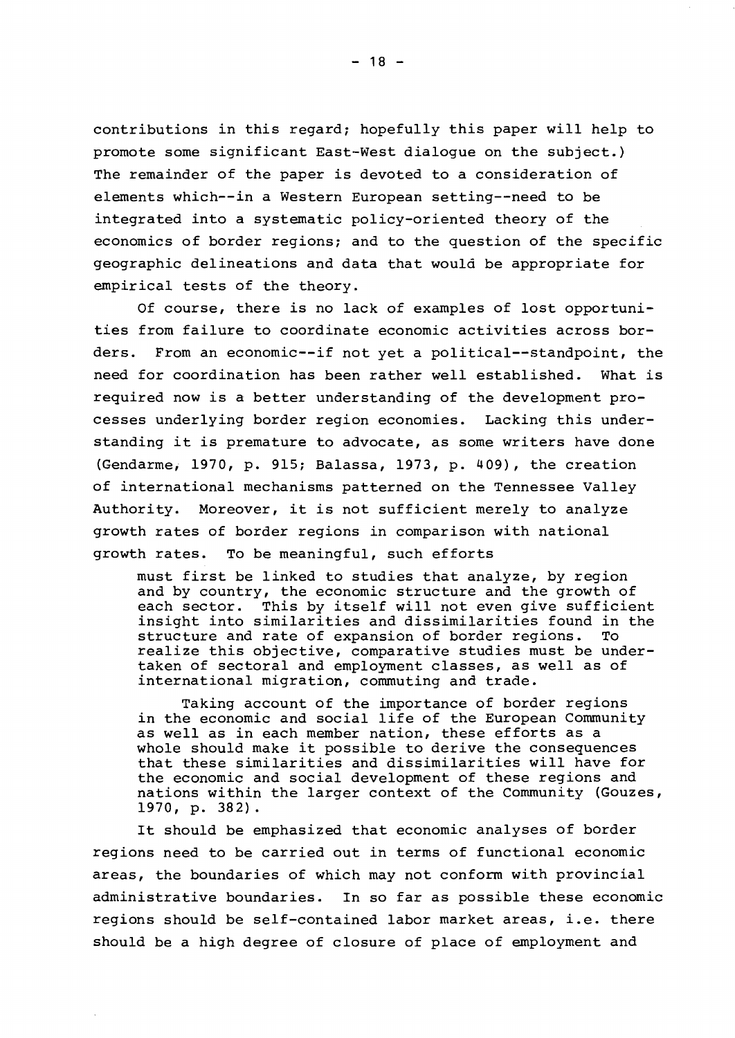contributions in this regard; hopefully this paper will help to promote some significant East-West dialogue on the subject.) The remainder of the paper is devoted to a consideration of elements which--in a Western European setting--need to be integrated into a systematic policy-oriented theory of the economics of border regions; and to the question of the specific geographic delineations and data that would be appropriate for empirical tests of the theory.

Of course, there is no lack of examples of lost opportunities from failure to coordinate economic activities across borders. From an economic--if not yet a political--standpoint, the need for coordination has been rather well established. What is required now is a better understanding of the development processes underlying border region economies. Lacking this understanding it is premature to advocate, as some writers have done (Gendarme, 1970, p. 915; Balassa, 1973, p. 409), the creation of international mechanisms patterned on the Tennessee Valley Authority. Moreover, it is not sufficient merely to analyze growth rates of border regions in comparison with national growth rates. To be meaningful, such efforts

> must first be linked to studies that analyze, by region and by country, the economic structure and the growth of each sector. This by itself will not even give sufficient insight into similarities and dissimilarities found in the structure and rate of expansion of border regions. To realize this objective, comparative studies must be undertaken of sectoral and employment classes, as well as of international migration, commuting and trade.
>
> Taking account of the importance of border regions in the economic and social life of the European Community as well as in each member nation, these efforts as a whole should make it possible to derive the consequences that these similarities and dissimilarities will have for the economic and social development of these regions and nations within the larger context of the Community (Gouzes, 1970, p. 382).

It should be emphasized that economic analyses of border regions need to be carried out in terms of functional economic areas, the boundaries of which may not conform with provincial administrative boundaries. In so far as possible these economic regions should be self-contained labor market areas, i.e. there should be a high degree of closure of place of employment and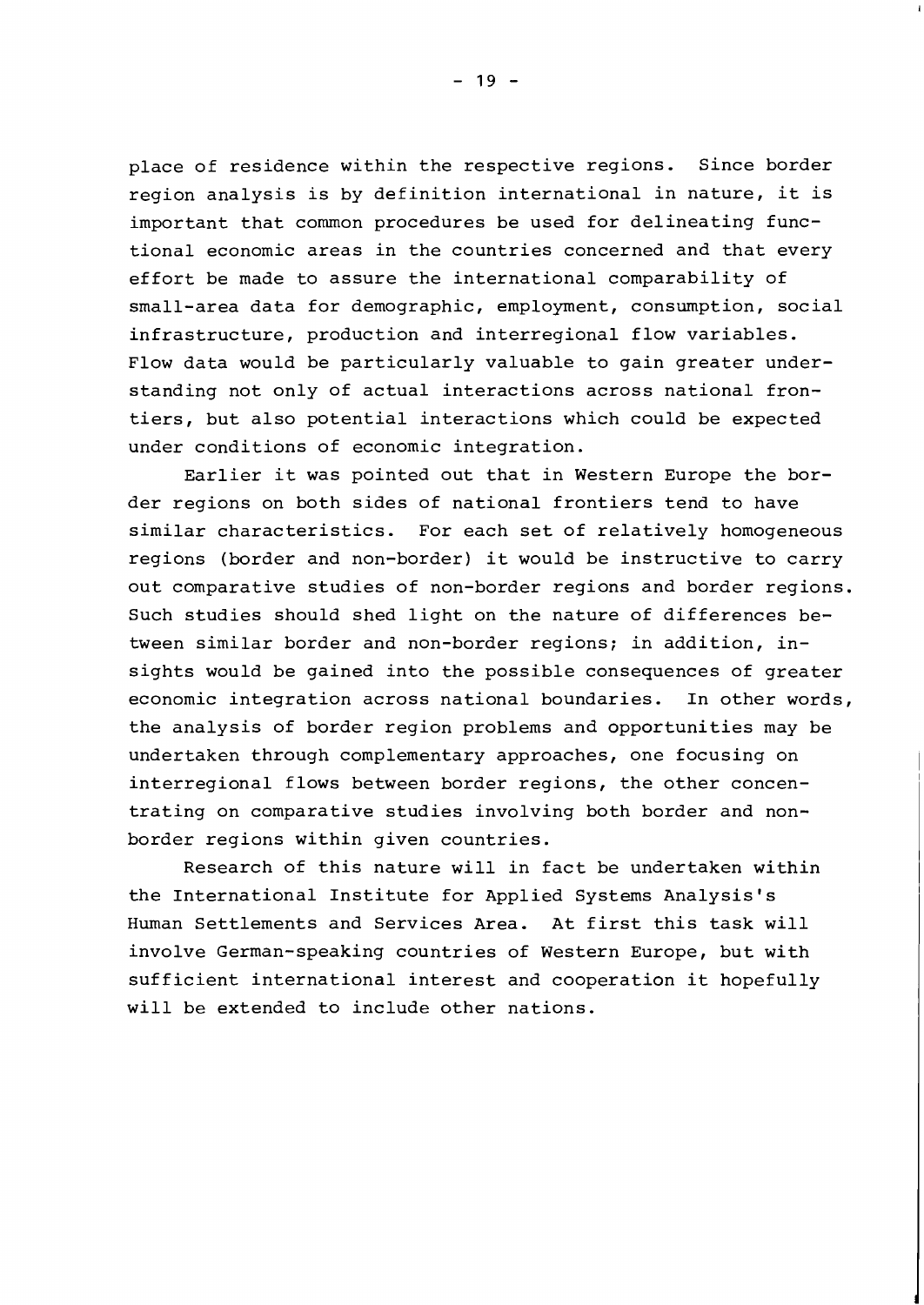place of residence within the respective regions. Since border region analysis is by definition international in nature, it is important that common procedures be used for delineating functional economic areas in the countries concerned and that every effort be made to assure the international comparability of small-area data for demographic, employment, consumption, social infrastructure, production and interregional flow variables. Flow data would be particularly valuable to gain greater understanding not only of actual interactions across national frontiers, but also potential interactions which could be expected under conditions of economic integration.

Earlier it was pointed out that in Western Europe the border regions on both sides of national frontiers tend to have similar characteristics. For each set of relatively homogeneous regions (border and non-border) it would be instructive to carry out comparative studies of non-border regions and border regions. Such studies should shed light on the nature of differences between similar border and non-border regions; in addition, insights would be gained into the possible consequences of greater economic integration across national boundaries. In other words, the analysis of border region problems and opportunities may be undertaken through complementary approaches, one focusing on interregional flows between border regions, the other concentrating on comparative studies involving both border and non-border regions within given countries.

Research of this nature will in fact be undertaken within the International Institute for Applied Systems Analysis's Human Settlements and Services Area. At first this task will involve German-speaking countries of Western Europe, but with sufficient international interest and cooperation it hopefully will be extended to include other nations.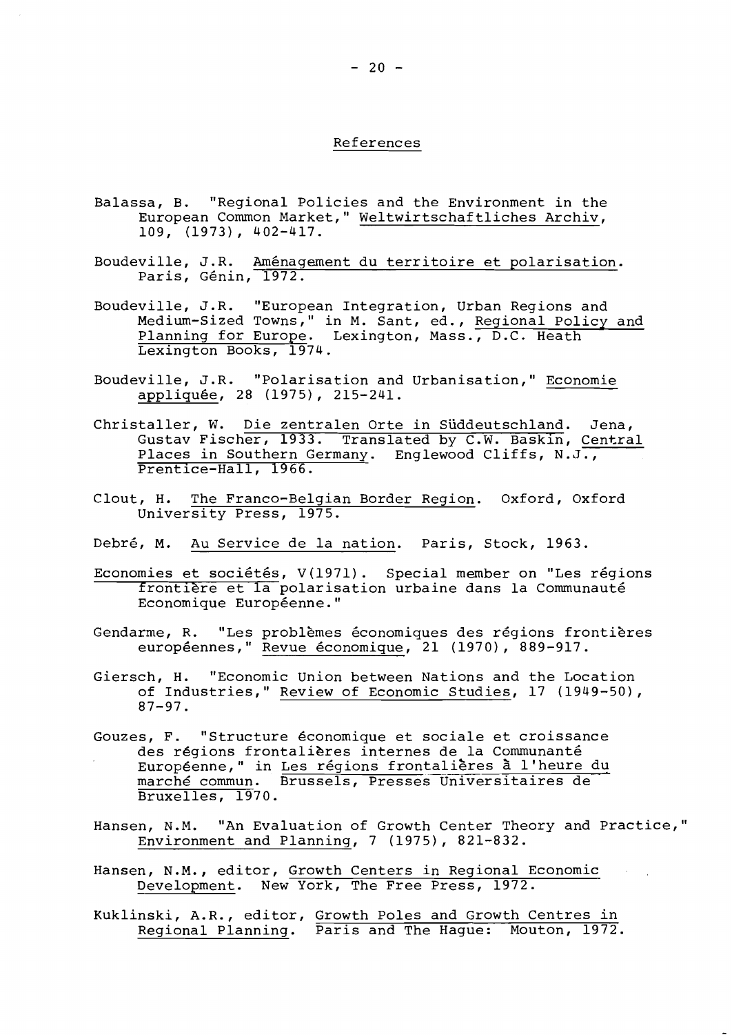## References

Balassa, B. "Regional Policies and the Environment in the European Common Market," *Weltwirtschaftliches Archiv*, 109, (1973), 402-417.

Boudeville, J.R. *Aménagement du territoire et polarisation*. Paris, Génin, 1972.

Boudeville, J.R. "European Integration, Urban Regions and Medium-Sized Towns," in M. Sant, ed., *Regional Policy and Planning for Europe*. Lexington, Mass., D.C. Heath Lexington Books, 1974.

Boudeville, J.R. "Polarisation and Urbanisation," *Economie appliquée*, 28 (1975), 215-241.

Christaller, W. *Die zentralen Orte in Süddeutschland*. Jena, Gustav Fischer, 1933. Translated by C.W. Baskin, *Central Places in Southern Germany*. Englewood Cliffs, N.J., Prentice-Hall, 1966.

Clout, H. *The Franco-Belgian Border Region*. Oxford, Oxford University Press, 1975.

Debré, M. *Au Service de la nation*. Paris, Stock, 1963.

*Economies et sociétés*, V(1971). Special member on "Les régions frontière et la polarisation urbaine dans la Communauté Economique Européenne."

Gendarme, R. "Les problèmes économiques des régions frontières européennes," *Revue économique*, 21 (1970), 889-917.

Giersch, H. "Economic Union between Nations and the Location of Industries," *Review of Economic Studies*, 17 (1949-50), 87-97.

Gouzes, F. "Structure économique et sociale et croissance des régions frontalières internes de la Communanté Européenne," in *Les régions frontalières à l'heure du marché commun*. Brussels, Presses Universitaires de Bruxelles, 1970.

Hansen, N.M. "An Evaluation of Growth Center Theory and Practice," *Environment and Planning*, 7 (1975), 821-832.

Hansen, N.M., editor, *Growth Centers in Regional Economic Development*. New York, The Free Press, 1972.

Kuklinski, A.R., editor, *Growth Poles and Growth Centres in Regional Planning*. Paris and The Hague: Mouton, 1972.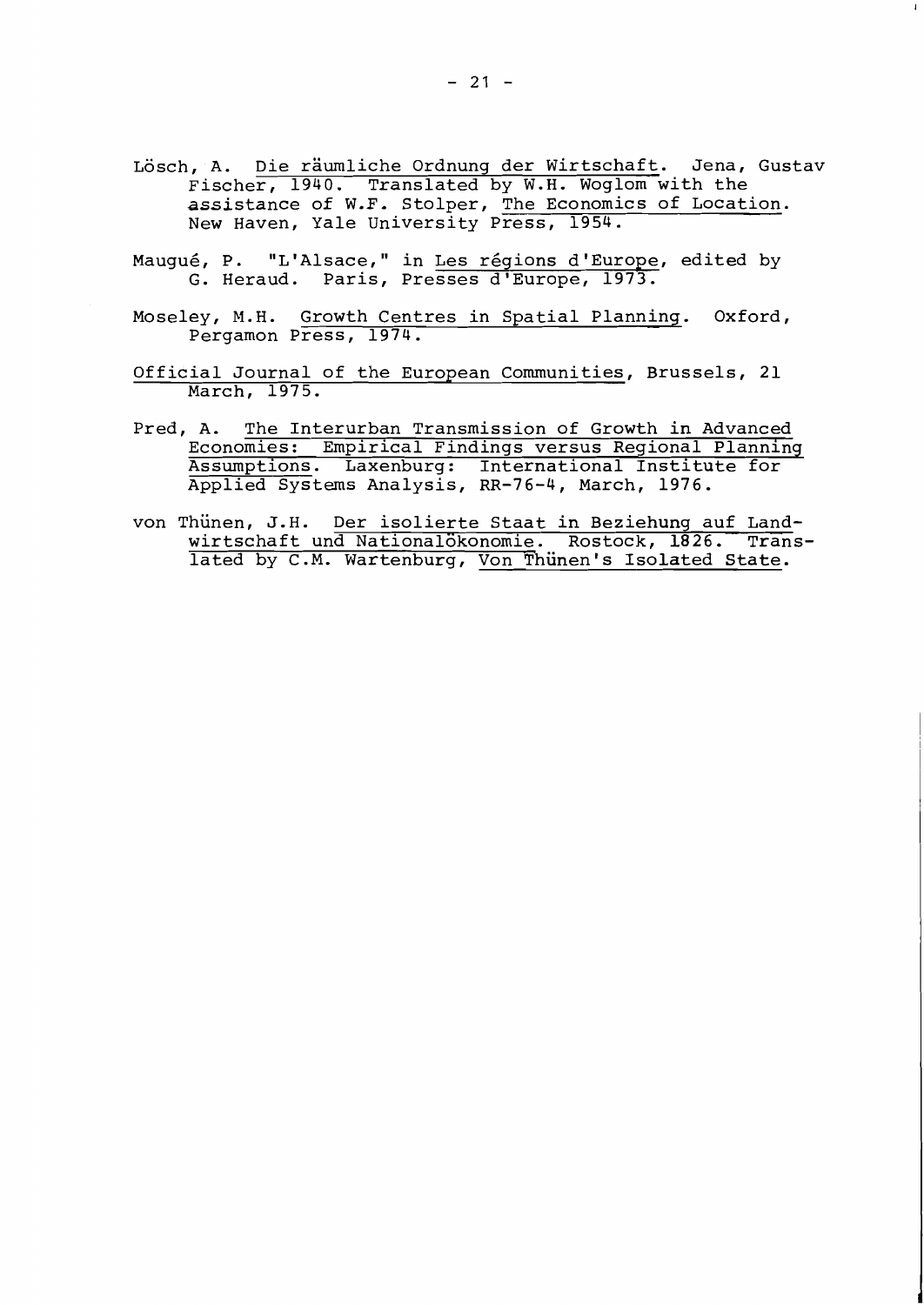Lösch, A. Die räumliche Ordnung der Wirtschaft. Jena, Gustav Fischer, 1940. Translated by W.H. Woglom with the assistance of W.F. Stolper, The Economics of Location. New Haven, Yale University Press, 1954.

Maugué, P. "L'Alsace," in Les régions d'Europe, edited by G. Heraud. Paris, Presses d'Europe, 1973.

Moseley, M.H. Growth Centres in Spatial Planning. Oxford, Pergamon Press, 1974.

Official Journal of the European Communities, Brussels, 21 March, 1975.

Pred, A. The Interurban Transmission of Growth in Advanced Economies: Empirical Findings versus Regional Planning Assumptions. Laxenburg: International Institute for Applied Systems Analysis, RR-76-4, March, 1976.

von Thünen, J.H. Der isolierte Staat in Beziehung auf Landwirtschaft und Nationalökonomie. Rostock, 1826. Translated by C.M. Wartenburg, Von Thünen's Isolated State.